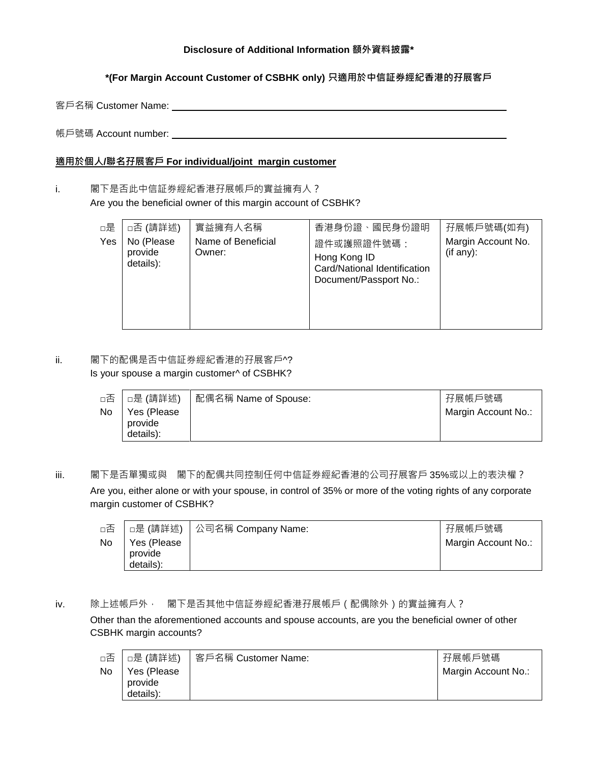**Disclosure of Additional Information 額外資料披露***

**\*(For Margin Account Customer of CSBHK only) 只適用於中信証券經紀香港的孖展客戶**

客戶名稱 Customer Name: ______________________________

帳戶號碼 Account number: ______________________________

**適用於個人/聯名孖展客戶 For individual/joint margin customer**

i. 閣下是否此中信証券經紀香港孖展帳戶的實益擁有人？
Are you the beneficial owner of this margin account of CSBHK?

| □是 Yes | □否 (請詳述) No (Please provide details): | 實益擁有人名稱 Name of Beneficial Owner: | 香港身份證、國民身份證明證件或護照證件號碼： Hong Kong ID Card/National Identification Document/Passport No.: | 孖展帳戶號碼(如有) Margin Account No. (if any): |
|---|---|---|---|---|

ii. 閣下的配偶是否中信証券經紀香港的孖展客戶^?
Is your spouse a margin customer^ of CSBHK?

| □否 No | □是 (請詳述) Yes (Please provide details): | 配偶名稱 Name of Spouse: | 孖展帳戶號碼 Margin Account No.: |
|---|---|---|---|

iii. 閣下是否單獨或與 閣下的配偶共同控制任何中信証券經紀香港的公司孖展客戶 35%或以上的表決權？
Are you, either alone or with your spouse, in control of 35% or more of the voting rights of any corporate margin customer of CSBHK?

| □否 No | □是 (請詳述) Yes (Please provide details): | 公司名稱 Company Name: | 孖展帳戶號碼 Margin Account No.: |
|---|---|---|---|

iv. 除上述帳戶外， 閣下是否其他中信証券經紀香港孖展帳戶（配偶除外）的實益擁有人？
Other than the aforementioned accounts and spouse accounts, are you the beneficial owner of other CSBHK margin accounts?

| □否 No | □是 (請詳述) Yes (Please provide details): | 客戶名稱 Customer Name: | 孖展帳戶號碼 Margin Account No.: |
|---|---|---|---|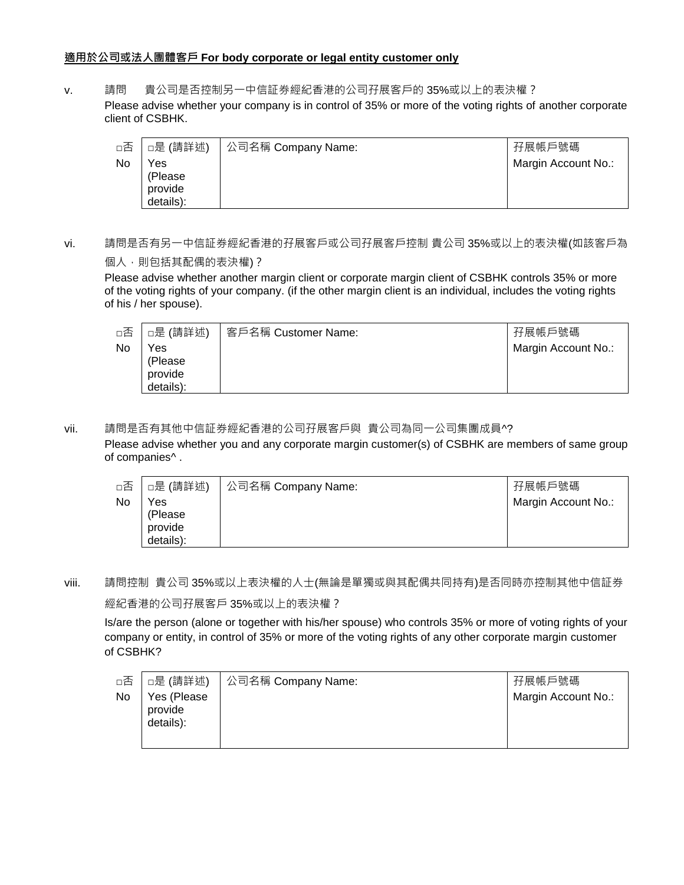**<u>適用於公司或法人團體客戶 For body corporate or legal entity customer only</u>**

v. 請問 貴公司是否控制另一中信証券經紀香港的公司孖展客戶的 35%或以上的表決權？
Please advise whether your company is in control of 35% or more of the voting rights of another corporate client of CSBHK.

| □否 No | □是 (請詳述) Yes (Please provide details): | 公司名稱 Company Name: | 孖展帳戶號碼 Margin Account No.: |
|---|---|---|---|

vi. 請問是否有另一中信証券經紀香港的孖展客戶或公司孖展客戶控制 貴公司 35%或以上的表決權(如該客戶為個人，則包括其配偶的表決權)？
Please advise whether another margin client or corporate margin client of CSBHK controls 35% or more of the voting rights of your company. (if the other margin client is an individual, includes the voting rights of his / her spouse).

| □否 No | □是 (請詳述) Yes (Please provide details): | 客戶名稱 Customer Name: | 孖展帳戶號碼 Margin Account No.: |
|---|---|---|---|

vii. 請問是否有其他中信証券經紀香港的公司孖展客戶與 貴公司為同一公司集團成員^?
Please advise whether you and any corporate margin customer(s) of CSBHK are members of same group of companies^ .

| □否 No | □是 (請詳述) Yes (Please provide details): | 公司名稱 Company Name: | 孖展帳戶號碼 Margin Account No.: |
|---|---|---|---|

viii. 請問控制 貴公司 35%或以上表決權的人士(無論是單獨或與其配偶共同持有)是否同時亦控制其他中信証券經紀香港的公司孖展客戶 35%或以上的表決權？
Is/are the person (alone or together with his/her spouse) who controls 35% or more of voting rights of your company or entity, in control of 35% or more of the voting rights of any other corporate margin customer of CSBHK?

| □否 No | □是 (請詳述) Yes (Please provide details): | 公司名稱 Company Name: | 孖展帳戶號碼 Margin Account No.: |
|---|---|---|---|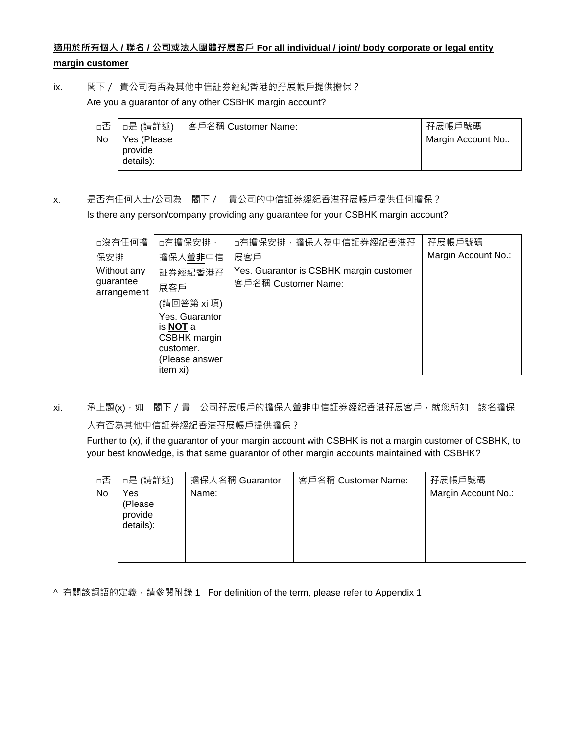**適用於所有個人 / 聯名 / 公司或法人團體孖展客戶 For all individual / joint/ body corporate or legal entity margin customer**

ix. 閣下 / 貴公司有否為其他中信証券經紀香港的孖展帳戶提供擔保？

Are you a guarantor of any other CSBHK margin account?

| □否 No | □是 (請詳述) Yes (Please provide details): | 客戶名稱 Customer Name: | 孖展帳戶號碼 Margin Account No.: |
|---|---|---|---|

x. 是否有任何人士/公司為 閣下 / 貴公司的中信証券經紀香港孖展帳戶提供任何擔保？

Is there any person/company providing any guarantee for your CSBHK margin account?

| □沒有任何擔保安排 Without any guarantee arrangement | □有擔保安排，擔保人**並非**中信証券經紀香港孖展客戶 (請回答第 xi 項) Yes. Guarantor is **NOT** a CSBHK margin customer. (Please answer item xi) | □有擔保安排，擔保人為中信証券經紀香港孖展客戶 Yes. Guarantor is CSBHK margin customer 客戶名稱 Customer Name: | 孖展帳戶號碼 Margin Account No.: |
|---|---|---|---|

xi. 承上題(x)，如 閣下 / 貴 公司孖展帳戶的擔保人**並非**中信証券經紀香港孖展客戶，就您所知，該名擔保人有否為其他中信証券經紀香港孖展帳戶提供擔保？

Further to (x), if the guarantor of your margin account with CSBHK is not a margin customer of CSBHK, to your best knowledge, is that same guarantor of other margin accounts maintained with CSBHK?

| □否 No | □是 (請詳述) Yes (Please provide details): | 擔保人名稱 Guarantor Name: | 客戶名稱 Customer Name: | 孖展帳戶號碼 Margin Account No.: |
|---|---|---|---|---|

^ 有關該詞語的定義，請參閱附錄 1 For definition of the term, please refer to Appendix 1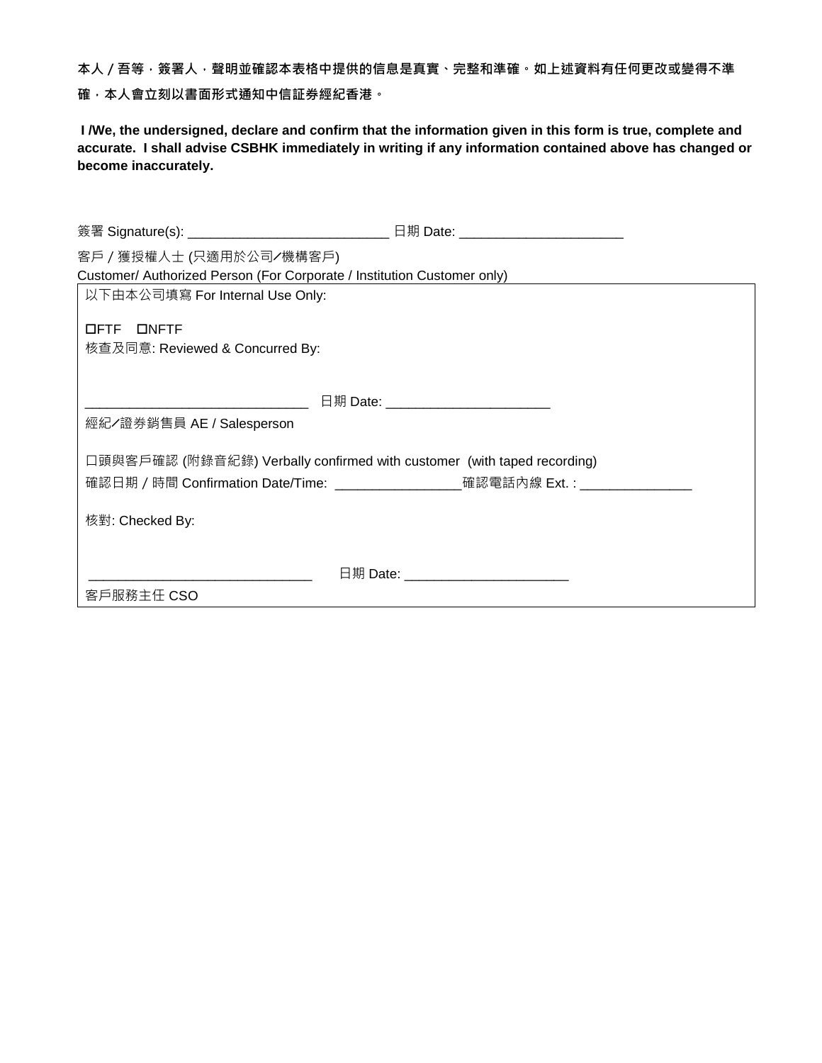**本人／吾等，簽署人，聲明並確認本表格中提供的信息是真實、完整和準確。如上述資料有任何更改或變得不準確，本人會立刻以書面形式通知中信証券經紀香港。**

**I /We, the undersigned, declare and confirm that the information given in this form is true, complete and accurate. I shall advise CSBHK immediately in writing if any information contained above has changed or become inaccurately.**

簽署 Signature(s): ___________________________ 日期 Date: ______________________

客戶／獲授權人士 (只適用於公司／機構客戶)
Customer/ Authorized Person (For Corporate / Institution Customer only)

| 以下由本公司填寫 For Internal Use Only:<br><br>☐FTF ☐NFTF<br>核查及同意: Reviewed & Concurred By:<br><br>______________________________ 日期 Date: ______________________<br>經紀／證券銷售員 AE / Salesperson<br><br>口頭與客戶確認 (附錄音紀錄) Verbally confirmed with customer (with taped recording)<br>確認日期／時間 Confirmation Date/Time: _________________確認電話內線 Ext. : _______________<br><br>核對: Checked By:<br><br>______________________________ 日期 Date: ______________________<br>客戶服務主任 CSO |
|---|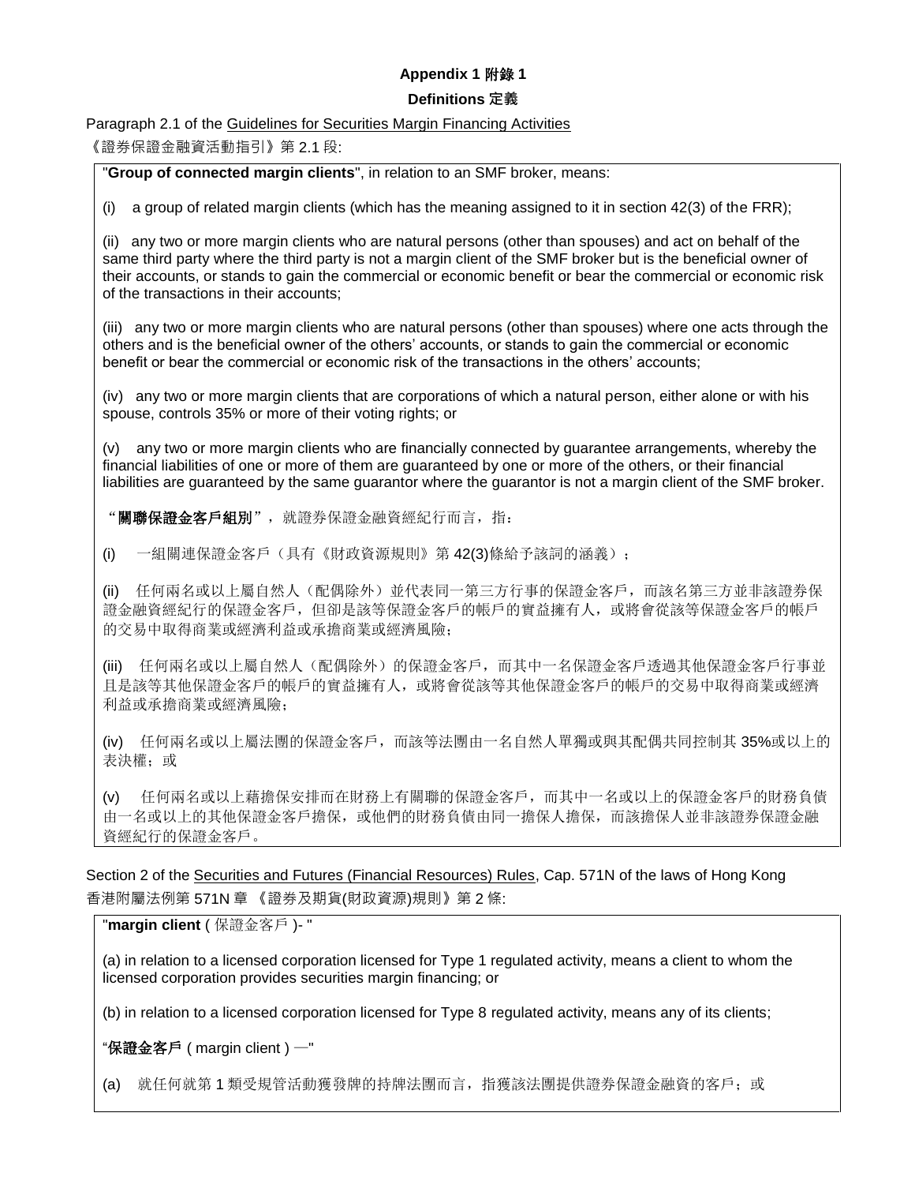# Appendix 1 附錄 1

## Definitions 定義

Paragraph 2.1 of the Guidelines for Securities Margin Financing Activities

《證券保證金融資活動指引》第 2.1 段:

> "**Group of connected margin clients**", in relation to an SMF broker, means:
>
> (i) a group of related margin clients (which has the meaning assigned to it in section 42(3) of the FRR);
>
> (ii) any two or more margin clients who are natural persons (other than spouses) and act on behalf of the same third party where the third party is not a margin client of the SMF broker but is the beneficial owner of their accounts, or stands to gain the commercial or economic benefit or bear the commercial or economic risk of the transactions in their accounts;
>
> (iii) any two or more margin clients who are natural persons (other than spouses) where one acts through the others and is the beneficial owner of the others' accounts, or stands to gain the commercial or economic benefit or bear the commercial or economic risk of the transactions in the others' accounts;
>
> (iv) any two or more margin clients that are corporations of which a natural person, either alone or with his spouse, controls 35% or more of their voting rights; or
>
> (v) any two or more margin clients who are financially connected by guarantee arrangements, whereby the financial liabilities of one or more of them are guaranteed by one or more of the others, or their financial liabilities are guaranteed by the same guarantor where the guarantor is not a margin client of the SMF broker.
>
> "**關聯保證金客戶組別**"，就證券保證金融資經紀行而言，指：
>
> (i) 一組關連保證金客戶（具有《財政資源規則》第 42(3)條給予該詞的涵義）；
>
> (ii) 任何兩名或以上屬自然人（配偶除外）並代表同一第三方行事的保證金客戶，而該名第三方並非該證券保證金融資經紀行的保證金客戶，但卻是該等保證金客戶的帳戶的實益擁有人，或將會從該等保證金客戶的帳戶的交易中取得商業或經濟利益或承擔商業或經濟風險；
>
> (iii) 任何兩名或以上屬自然人（配偶除外）的保證金客戶，而其中一名保證金客戶透過其他保證金客戶行事並且是該等其他保證金客戶的帳戶的實益擁有人，或將會從該等其他保證金客戶的帳戶的交易中取得商業或經濟利益或承擔商業或經濟風險；
>
> (iv) 任何兩名或以上屬法團的保證金客戶，而該等法團由一名自然人單獨或與其配偶共同控制其 35%或以上的表決權；或
>
> (v) 任何兩名或以上藉擔保安排而在財務上有關聯的保證金客戶，而其中一名或以上的保證金客戶的財務負債由一名或以上的其他保證金客戶擔保，或他們的財務負債由同一擔保人擔保，而該擔保人並非該證券保證金融資經紀行的保證金客戶。

Section 2 of the Securities and Futures (Financial Resources) Rules, Cap. 571N of the laws of Hong Kong

香港附屬法例第 571N 章 《證券及期貨(財政資源)規則》第 2 條:

> "**margin client** ( 保證金客戶 )- "
>
> (a) in relation to a licensed corporation licensed for Type 1 regulated activity, means a client to whom the licensed corporation provides securities margin financing; or
>
> (b) in relation to a licensed corporation licensed for Type 8 regulated activity, means any of its clients;
>
> "**保證金客戶** ( margin client ) —"
>
> (a) 就任何就第 1 類受規管活動獲發牌的持牌法團而言，指獲該法團提供證券保證金融資的客戶；或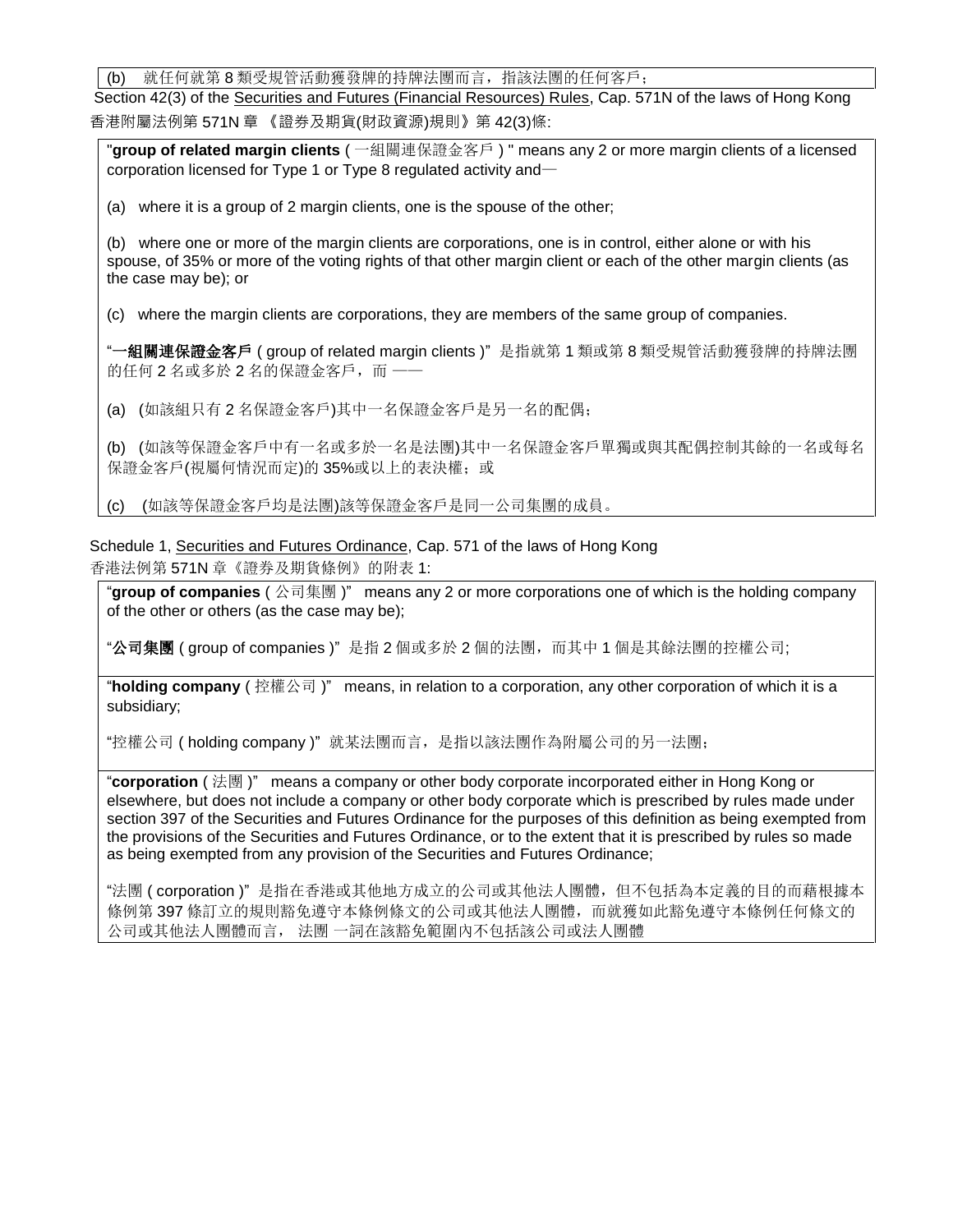(b) 就任何就第 8 類受規管活動獲發牌的持牌法團而言，指該法團的任何客戶；

Section 42(3) of the Securities and Futures (Financial Resources) Rules, Cap. 571N of the laws of Hong Kong
香港附屬法例第 571N 章《證券及期貨(財政資源)規則》第 42(3)條:

"**group of related margin clients** ( 一組關連保證金客戶 ) " means any 2 or more margin clients of a licensed corporation licensed for Type 1 or Type 8 regulated activity and—

(a) where it is a group of 2 margin clients, one is the spouse of the other;

(b) where one or more of the margin clients are corporations, one is in control, either alone or with his spouse, of 35% or more of the voting rights of that other margin client or each of the other margin clients (as the case may be); or

(c) where the margin clients are corporations, they are members of the same group of companies.

"**一組關連保證金客戶** ( group of related margin clients )" 是指就第 1 類或第 8 類受規管活動獲發牌的持牌法團的任何 2 名或多於 2 名的保證金客戶，而 ——

(a) (如該組只有 2 名保證金客戶)其中一名保證金客戶是另一名的配偶；

(b) (如該等保證金客戶中有一名或多於一名是法團)其中一名保證金客戶單獨或與其配偶控制其餘的一名或每名保證金客戶(視屬何情況而定)的 35%或以上的表決權；或

(c) (如該等保證金客戶均是法團)該等保證金客戶是同一公司集團的成員。

Schedule 1, Securities and Futures Ordinance, Cap. 571 of the laws of Hong Kong
香港法例第 571N 章《證券及期貨條例》的附表 1:

"**group of companies** ( 公司集團 )" means any 2 or more corporations one of which is the holding company of the other or others (as the case may be);

"**公司集團** ( group of companies )" 是指 2 個或多於 2 個的法團，而其中 1 個是其餘法團的控權公司;

"**holding company** ( 控權公司 )" means, in relation to a corporation, any other corporation of which it is a subsidiary;

"控權公司 ( holding company )" 就某法團而言，是指以該法團作為附屬公司的另一法團；

"**corporation** ( 法團 )" means a company or other body corporate incorporated either in Hong Kong or elsewhere, but does not include a company or other body corporate which is prescribed by rules made under section 397 of the Securities and Futures Ordinance for the purposes of this definition as being exempted from the provisions of the Securities and Futures Ordinance, or to the extent that it is prescribed by rules so made as being exempted from any provision of the Securities and Futures Ordinance;

"法團 ( corporation )" 是指在香港或其他地方成立的公司或其他法人團體，但不包括為本定義的目的而藉根據本條例第 397 條訂立的規則豁免遵守本條例條文的公司或其他法人團體，而就獲如此豁免遵守本條例任何條文的公司或其他法人團體而言， 法團 一詞在該豁免範圍內不包括該公司或法人團體